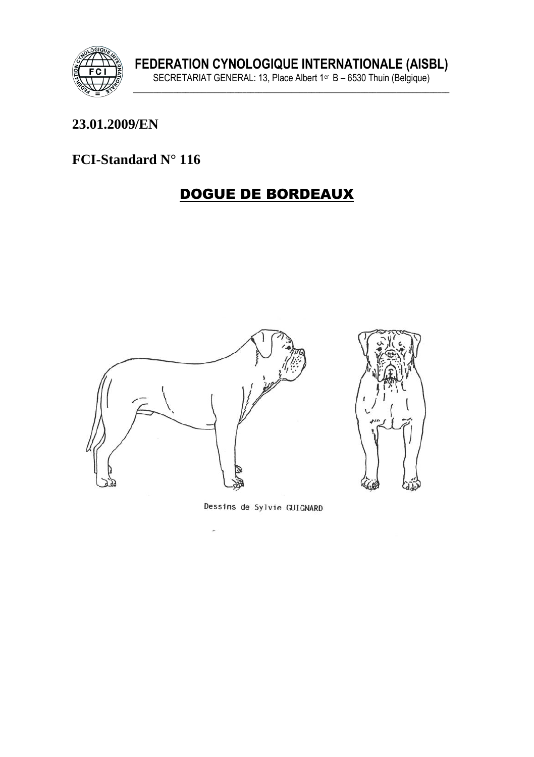**FEDERATION CYNOLOGIQUE INTERNATIONALE (AISBL)**
SECRETARIAT GENERAL: 13, Place Albert 1er B – 6530 Thuin (Belgique)

**23.01.2009/EN**

## FCI-Standard N° 116

# DOGUE DE BORDEAUX

Dessins de Sylvie GUIGNARD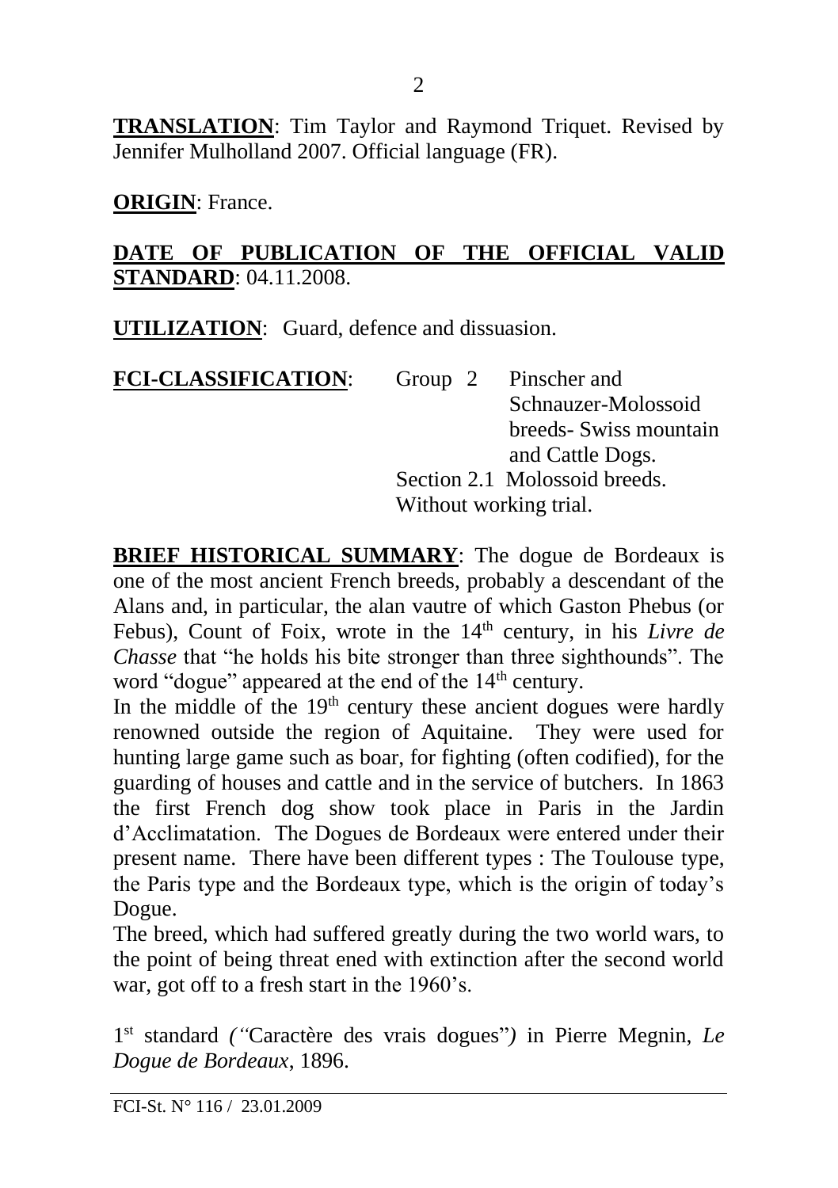**TRANSLATION**: Tim Taylor and Raymond Triquet. Revised by Jennifer Mulholland 2007. Official language (FR).

**ORIGIN**: France.

**DATE OF PUBLICATION OF THE OFFICIAL VALID STANDARD**: 04.11.2008.

**UTILIZATION**: Guard, defence and dissuasion.

**FCI-CLASSIFICATION**: Group 2 Pinscher and Schnauzer-Molossoid breeds- Swiss mountain and Cattle Dogs.
Section 2.1 Molossoid breeds.
Without working trial.

**BRIEF HISTORICAL SUMMARY**: The dogue de Bordeaux is one of the most ancient French breeds, probably a descendant of the Alans and, in particular, the alan vautre of which Gaston Phebus (or Febus), Count of Foix, wrote in the 14th century, in his *Livre de Chasse* that "he holds his bite stronger than three sighthounds". The word "dogue" appeared at the end of the 14th century.
In the middle of the 19th century these ancient dogues were hardly renowned outside the region of Aquitaine. They were used for hunting large game such as boar, for fighting (often codified), for the guarding of houses and cattle and in the service of butchers. In 1863 the first French dog show took place in Paris in the Jardin d'Acclimatation. The Dogues de Bordeaux were entered under their present name. There have been different types : The Toulouse type, the Paris type and the Bordeaux type, which is the origin of today's Dogue.
The breed, which had suffered greatly during the two world wars, to the point of being threat ened with extinction after the second world war, got off to a fresh start in the 1960's.

1st standard *("*Caractère des vrais dogues"*)* in Pierre Megnin, *Le Dogue de Bordeaux*, 1896.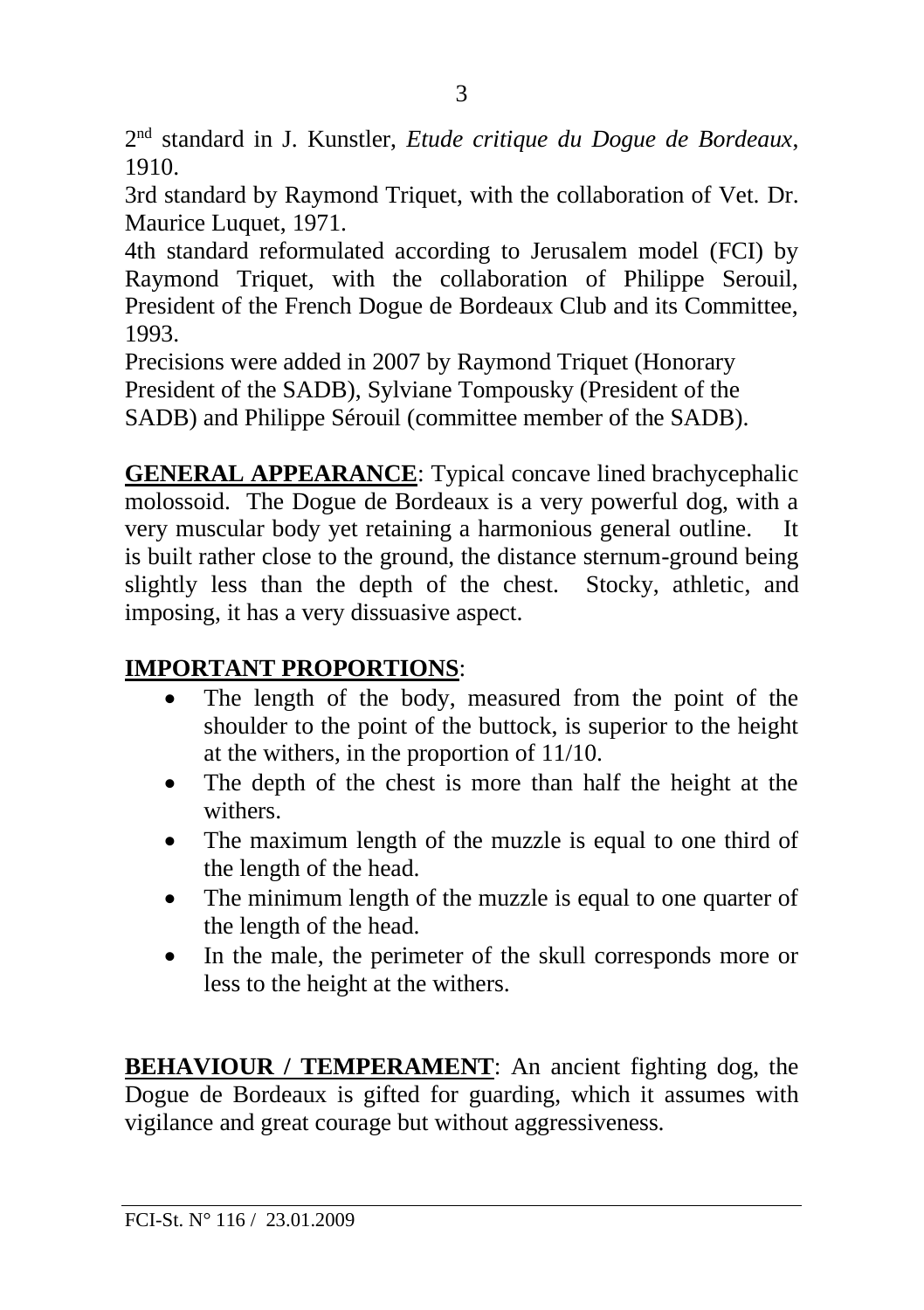2nd standard in J. Kunstler, *Etude critique du Dogue de Bordeaux*, 1910.
3rd standard by Raymond Triquet, with the collaboration of Vet. Dr. Maurice Luquet, 1971.
4th standard reformulated according to Jerusalem model (FCI) by Raymond Triquet, with the collaboration of Philippe Serouil, President of the French Dogue de Bordeaux Club and its Committee, 1993.
Precisions were added in 2007 by Raymond Triquet (Honorary President of the SADB), Sylviane Tompousky (President of the SADB) and Philippe Sérouil (committee member of the SADB).

**GENERAL APPEARANCE**: Typical concave lined brachycephalic molossoid. The Dogue de Bordeaux is a very powerful dog, with a very muscular body yet retaining a harmonious general outline. It is built rather close to the ground, the distance sternum-ground being slightly less than the depth of the chest. Stocky, athletic, and imposing, it has a very dissuasive aspect.

**IMPORTANT PROPORTIONS**:

- The length of the body, measured from the point of the shoulder to the point of the buttock, is superior to the height at the withers, in the proportion of 11/10.
- The depth of the chest is more than half the height at the withers.
- The maximum length of the muzzle is equal to one third of the length of the head.
- The minimum length of the muzzle is equal to one quarter of the length of the head.
- In the male, the perimeter of the skull corresponds more or less to the height at the withers.

**BEHAVIOUR / TEMPERAMENT**: An ancient fighting dog, the Dogue de Bordeaux is gifted for guarding, which it assumes with vigilance and great courage but without aggressiveness.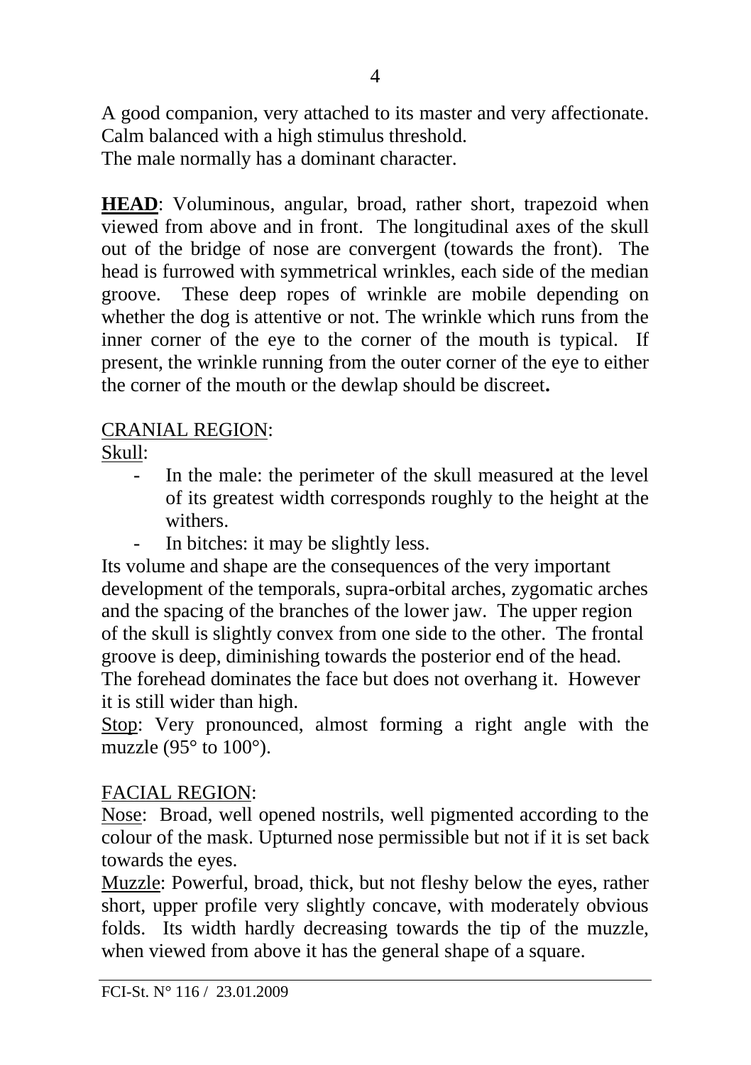A good companion, very attached to its master and very affectionate. Calm balanced with a high stimulus threshold.
The male normally has a dominant character.

**HEAD**: Voluminous, angular, broad, rather short, trapezoid when viewed from above and in front. The longitudinal axes of the skull out of the bridge of nose are convergent (towards the front). The head is furrowed with symmetrical wrinkles, each side of the median groove. These deep ropes of wrinkle are mobile depending on whether the dog is attentive or not. The wrinkle which runs from the inner corner of the eye to the corner of the mouth is typical. If present, the wrinkle running from the outer corner of the eye to either the corner of the mouth or the dewlap should be discreet**.**

CRANIAL REGION:

Skull:

- In the male: the perimeter of the skull measured at the level of its greatest width corresponds roughly to the height at the withers.
- In bitches: it may be slightly less.

Its volume and shape are the consequences of the very important development of the temporals, supra-orbital arches, zygomatic arches and the spacing of the branches of the lower jaw. The upper region of the skull is slightly convex from one side to the other. The frontal groove is deep, diminishing towards the posterior end of the head. The forehead dominates the face but does not overhang it. However it is still wider than high.

Stop: Very pronounced, almost forming a right angle with the muzzle (95° to 100°).

FACIAL REGION:

Nose: Broad, well opened nostrils, well pigmented according to the colour of the mask. Upturned nose permissible but not if it is set back towards the eyes.

Muzzle: Powerful, broad, thick, but not fleshy below the eyes, rather short, upper profile very slightly concave, with moderately obvious folds. Its width hardly decreasing towards the tip of the muzzle, when viewed from above it has the general shape of a square.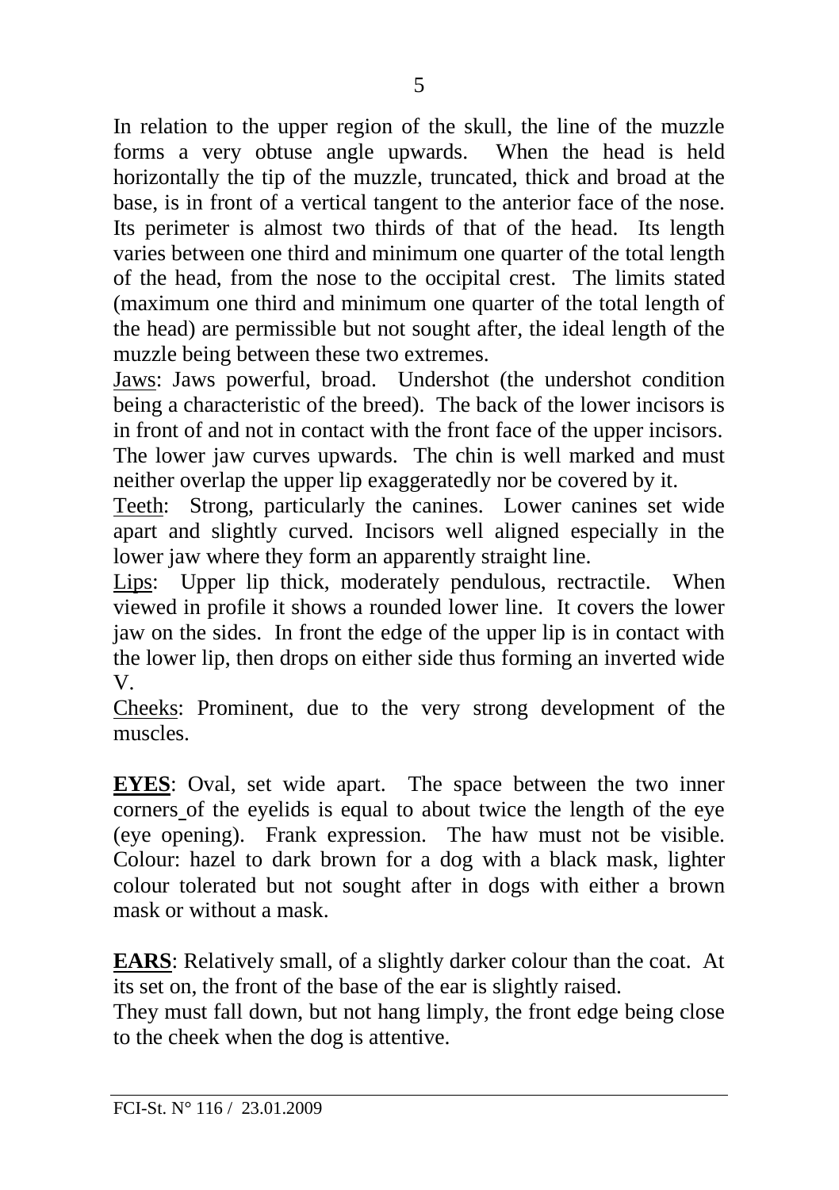In relation to the upper region of the skull, the line of the muzzle forms a very obtuse angle upwards. When the head is held horizontally the tip of the muzzle, truncated, thick and broad at the base, is in front of a vertical tangent to the anterior face of the nose. Its perimeter is almost two thirds of that of the head. Its length varies between one third and minimum one quarter of the total length of the head, from the nose to the occipital crest. The limits stated (maximum one third and minimum one quarter of the total length of the head) are permissible but not sought after, the ideal length of the muzzle being between these two extremes.

Jaws: Jaws powerful, broad. Undershot (the undershot condition being a characteristic of the breed). The back of the lower incisors is in front of and not in contact with the front face of the upper incisors. The lower jaw curves upwards. The chin is well marked and must neither overlap the upper lip exaggeratedly nor be covered by it.

Teeth: Strong, particularly the canines. Lower canines set wide apart and slightly curved. Incisors well aligned especially in the lower jaw where they form an apparently straight line.

Lips: Upper lip thick, moderately pendulous, rectractile. When viewed in profile it shows a rounded lower line. It covers the lower jaw on the sides. In front the edge of the upper lip is in contact with the lower lip, then drops on either side thus forming an inverted wide V.

Cheeks: Prominent, due to the very strong development of the muscles.

**EYES**: Oval, set wide apart. The space between the two inner corners of the eyelids is equal to about twice the length of the eye (eye opening). Frank expression. The haw must not be visible. Colour: hazel to dark brown for a dog with a black mask, lighter colour tolerated but not sought after in dogs with either a brown mask or without a mask.

**EARS**: Relatively small, of a slightly darker colour than the coat. At its set on, the front of the base of the ear is slightly raised.
They must fall down, but not hang limply, the front edge being close to the cheek when the dog is attentive.

FCI-St. N° 116 / 23.01.2009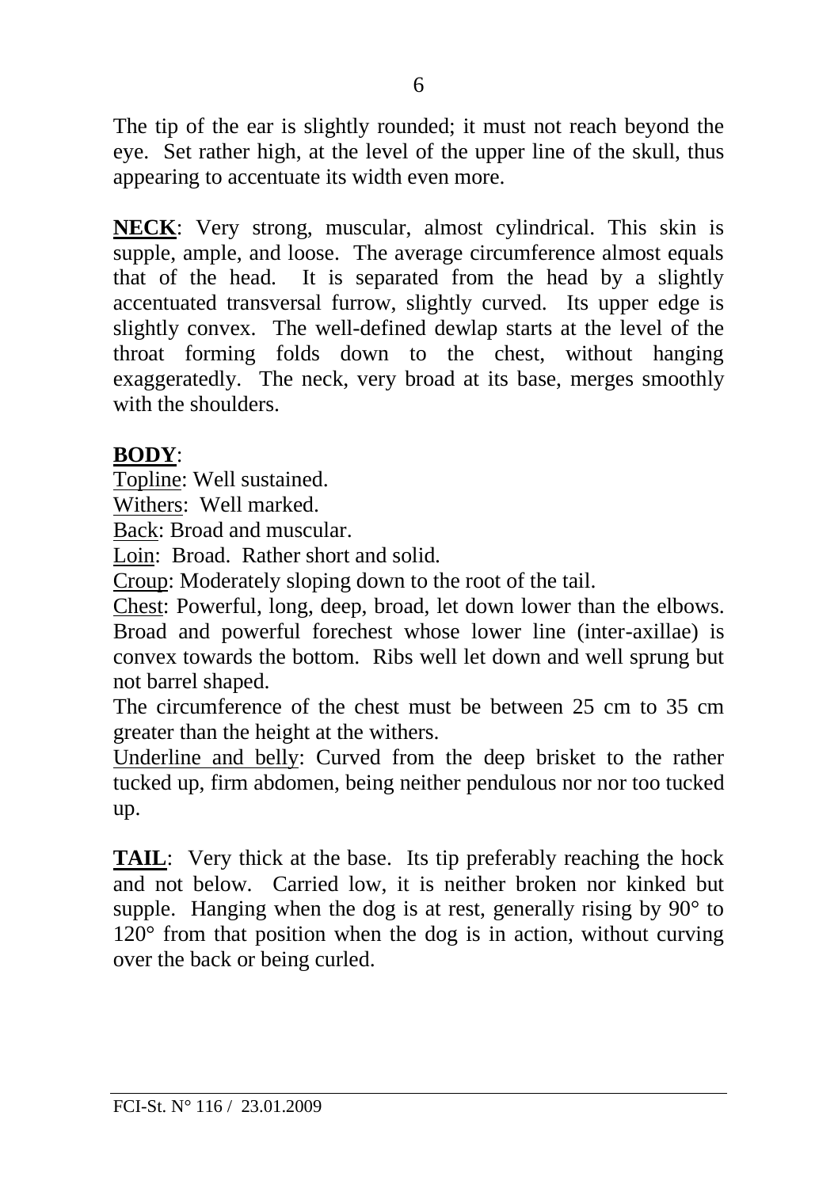The tip of the ear is slightly rounded; it must not reach beyond the eye. Set rather high, at the level of the upper line of the skull, thus appearing to accentuate its width even more.

**NECK**: Very strong, muscular, almost cylindrical. This skin is supple, ample, and loose. The average circumference almost equals that of the head. It is separated from the head by a slightly accentuated transversal furrow, slightly curved. Its upper edge is slightly convex. The well-defined dewlap starts at the level of the throat forming folds down to the chest, without hanging exaggeratedly. The neck, very broad at its base, merges smoothly with the shoulders.

**BODY**:

Topline: Well sustained.

Withers: Well marked.

Back: Broad and muscular.

Loin: Broad. Rather short and solid.

Croup: Moderately sloping down to the root of the tail.

Chest: Powerful, long, deep, broad, let down lower than the elbows. Broad and powerful forechest whose lower line (inter-axillae) is convex towards the bottom. Ribs well let down and well sprung but not barrel shaped.

The circumference of the chest must be between 25 cm to 35 cm greater than the height at the withers.

Underline and belly: Curved from the deep brisket to the rather tucked up, firm abdomen, being neither pendulous nor nor too tucked up.

**TAIL**: Very thick at the base. Its tip preferably reaching the hock and not below. Carried low, it is neither broken nor kinked but supple. Hanging when the dog is at rest, generally rising by 90° to 120° from that position when the dog is in action, without curving over the back or being curled.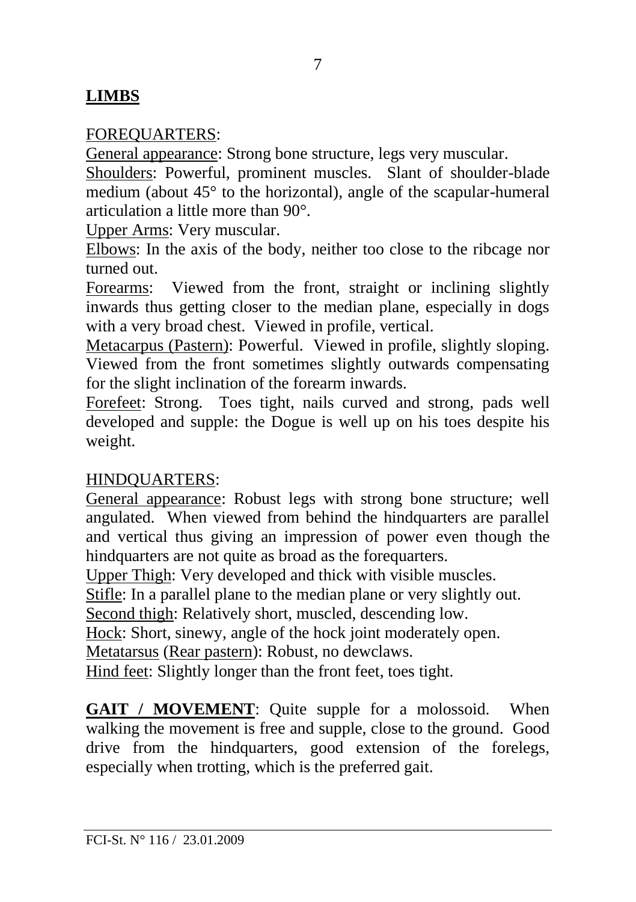## LIMBS

FOREQUARTERS:

General appearance: Strong bone structure, legs very muscular.

Shoulders: Powerful, prominent muscles. Slant of shoulder-blade medium (about 45° to the horizontal), angle of the scapular-humeral articulation a little more than 90°.

Upper Arms: Very muscular.

Elbows: In the axis of the body, neither too close to the ribcage nor turned out.

Forearms: Viewed from the front, straight or inclining slightly inwards thus getting closer to the median plane, especially in dogs with a very broad chest. Viewed in profile, vertical.

Metacarpus (Pastern): Powerful. Viewed in profile, slightly sloping. Viewed from the front sometimes slightly outwards compensating for the slight inclination of the forearm inwards.

Forefeet: Strong. Toes tight, nails curved and strong, pads well developed and supple: the Dogue is well up on his toes despite his weight.

HINDQUARTERS:

General appearance: Robust legs with strong bone structure; well angulated. When viewed from behind the hindquarters are parallel and vertical thus giving an impression of power even though the hindquarters are not quite as broad as the forequarters.

Upper Thigh: Very developed and thick with visible muscles.

Stifle: In a parallel plane to the median plane or very slightly out.

Second thigh: Relatively short, muscled, descending low.

Hock: Short, sinewy, angle of the hock joint moderately open.

Metatarsus (Rear pastern): Robust, no dewclaws.

Hind feet: Slightly longer than the front feet, toes tight.

**GAIT / MOVEMENT**: Quite supple for a molossoid. When walking the movement is free and supple, close to the ground. Good drive from the hindquarters, good extension of the forelegs, especially when trotting, which is the preferred gait.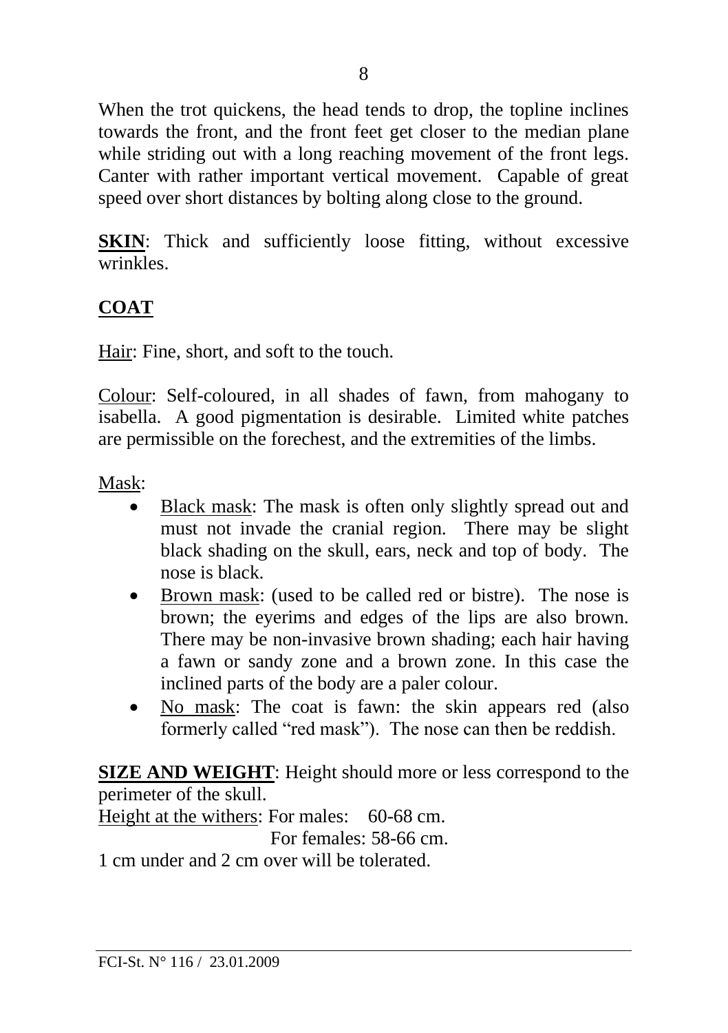When the trot quickens, the head tends to drop, the topline inclines towards the front, and the front feet get closer to the median plane while striding out with a long reaching movement of the front legs. Canter with rather important vertical movement. Capable of great speed over short distances by bolting along close to the ground.

**SKIN**: Thick and sufficiently loose fitting, without excessive wrinkles.

**COAT**

Hair: Fine, short, and soft to the touch.

Colour: Self-coloured, in all shades of fawn, from mahogany to isabella. A good pigmentation is desirable. Limited white patches are permissible on the forechest, and the extremities of the limbs.

Mask:

- Black mask: The mask is often only slightly spread out and must not invade the cranial region. There may be slight black shading on the skull, ears, neck and top of body. The nose is black.
- Brown mask: (used to be called red or bistre). The nose is brown; the eyerims and edges of the lips are also brown. There may be non-invasive brown shading; each hair having a fawn or sandy zone and a brown zone. In this case the inclined parts of the body are a paler colour.
- No mask: The coat is fawn: the skin appears red (also formerly called "red mask"). The nose can then be reddish.

**SIZE AND WEIGHT**: Height should more or less correspond to the perimeter of the skull.

Height at the withers: For males: 60-68 cm.
For females: 58-66 cm.

1 cm under and 2 cm over will be tolerated.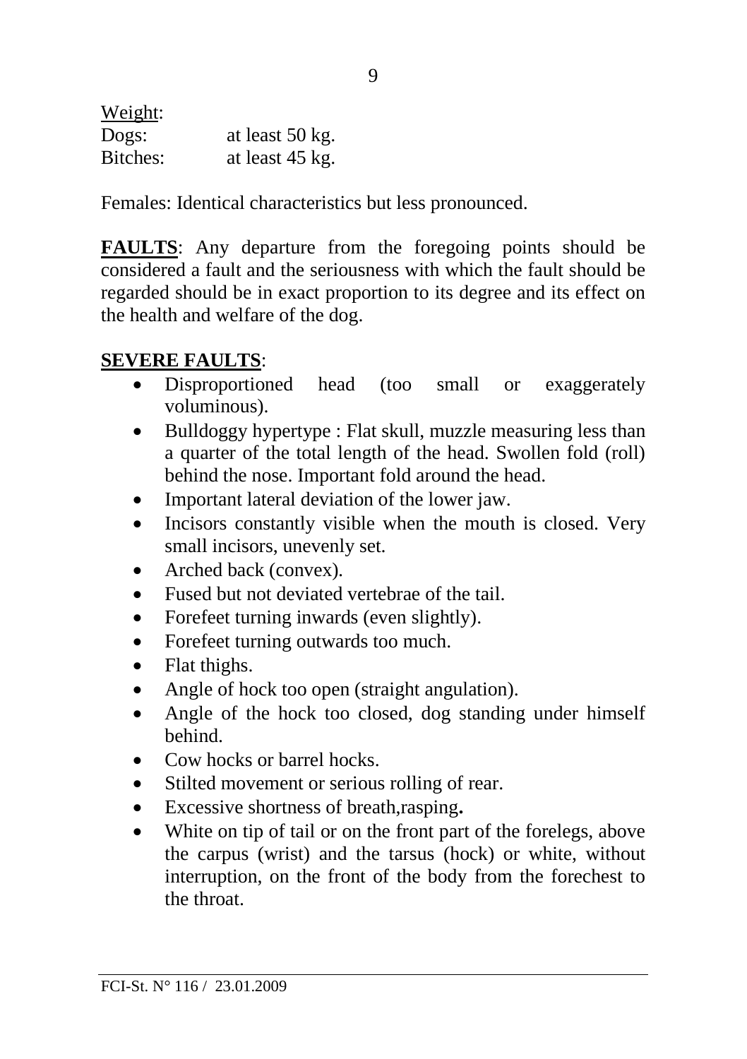Weight:

| | |
|---|---|
| Dogs: | at least 50 kg. |
| Bitches: | at least 45 kg. |

Females: Identical characteristics but less pronounced.

**FAULTS**: Any departure from the foregoing points should be considered a fault and the seriousness with which the fault should be regarded should be in exact proportion to its degree and its effect on the health and welfare of the dog.

**SEVERE FAULTS**:

- Disproportioned head (too small or exaggerately voluminous).
- Bulldoggy hypertype : Flat skull, muzzle measuring less than a quarter of the total length of the head. Swollen fold (roll) behind the nose. Important fold around the head.
- Important lateral deviation of the lower jaw.
- Incisors constantly visible when the mouth is closed. Very small incisors, unevenly set.
- Arched back (convex).
- Fused but not deviated vertebrae of the tail.
- Forefeet turning inwards (even slightly).
- Forefeet turning outwards too much.
- Flat thighs.
- Angle of hock too open (straight angulation).
- Angle of the hock too closed, dog standing under himself behind.
- Cow hocks or barrel hocks.
- Stilted movement or serious rolling of rear.
- Excessive shortness of breath,rasping**.**
- White on tip of tail or on the front part of the forelegs, above the carpus (wrist) and the tarsus (hock) or white, without interruption, on the front of the body from the forechest to the throat.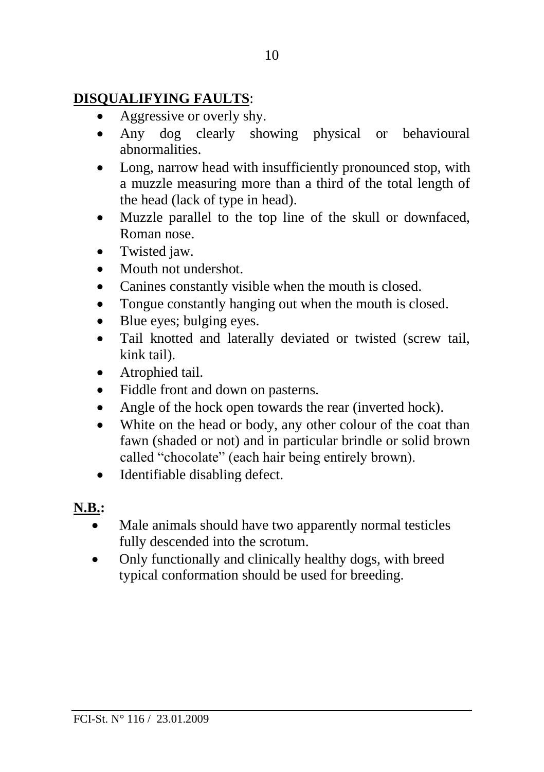**DISQUALIFYING FAULTS**:

- Aggressive or overly shy.
- Any dog clearly showing physical or behavioural abnormalities.
- Long, narrow head with insufficiently pronounced stop, with a muzzle measuring more than a third of the total length of the head (lack of type in head).
- Muzzle parallel to the top line of the skull or downfaced, Roman nose.
- Twisted jaw.
- Mouth not undershot.
- Canines constantly visible when the mouth is closed.
- Tongue constantly hanging out when the mouth is closed.
- Blue eyes; bulging eyes.
- Tail knotted and laterally deviated or twisted (screw tail, kink tail).
- Atrophied tail.
- Fiddle front and down on pasterns.
- Angle of the hock open towards the rear (inverted hock).
- White on the head or body, any other colour of the coat than fawn (shaded or not) and in particular brindle or solid brown called "chocolate" (each hair being entirely brown).
- Identifiable disabling defect.

**N.B.:**

- Male animals should have two apparently normal testicles fully descended into the scrotum.
- Only functionally and clinically healthy dogs, with breed typical conformation should be used for breeding.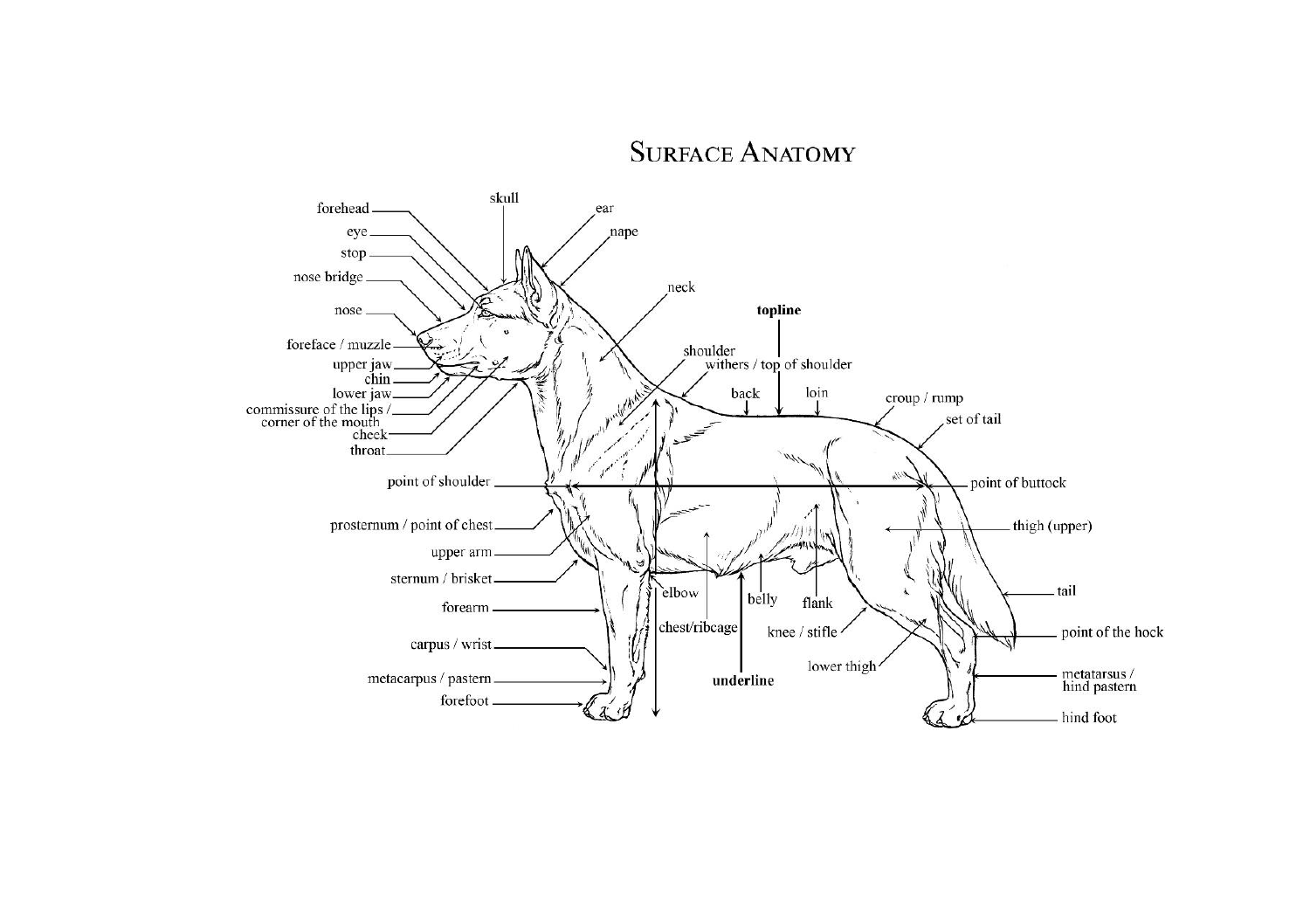# Surface Anatomy

forehead
eye
stop
nose bridge
nose
foreface / muzzle
upper jaw
chin
lower jaw
commissure of the lips / corner of the mouth
cheek
throat
skull
ear
nape
neck
topline
shoulder
withers / top of shoulder
back
loin
croup / rump
set of tail
point of shoulder
point of buttock
prosternum / point of chest
thigh (upper)
upper arm
sternum / brisket
elbow
belly
flank
tail
forearm
chest/ribcage
knee / stifle
point of the hock
carpus / wrist
lower thigh
underline
metacarpus / pastern
metatarsus / hind pastern
forefoot
hind foot